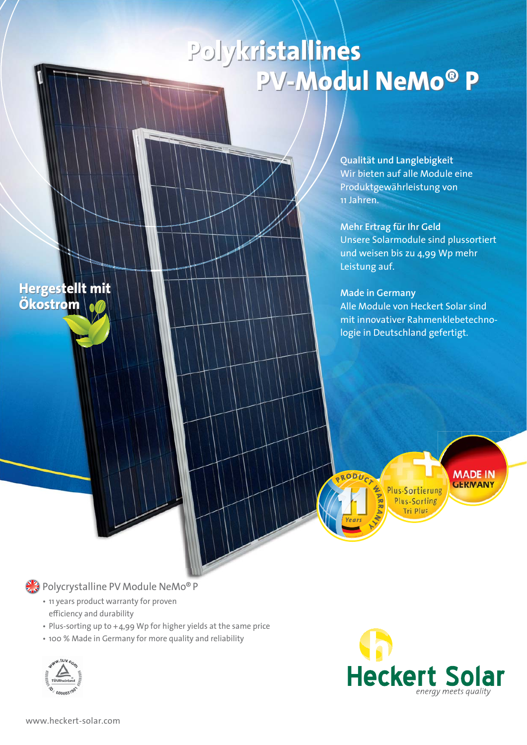# Polykristallines PV-Modul NeMo® P

**Hergestellt mit Ökostrom**

**Qualität und Langlebigkeit**
Wir bieten auf alle Module eine Produktgewährleistung von 11 Jahren.

**Mehr Ertrag für Ihr Geld**
Unsere Solarmodule sind plussortiert und weisen bis zu 4,99 Wp mehr Leistung auf.

**Made in Germany**
Alle Module von Heckert Solar sind mit innovativer Rahmenklebetechnologie in Deutschland gefertigt.

PRODUCT WARRANTY 11 Years

Plus-Sortierung Plus-Sorting Tri Plus

MADE IN GERMANY

## Polycrystalline PV Module NeMo® P

- 11 years product warranty for proven efficiency and durability
- Plus-sorting up to +4,99 Wp for higher yields at the same price
- 100 % Made in Germany for more quality and reliability

www.tuv.com TÜVRheinland ID: 0000031907

Heckert Solar
*energy meets quality*

www.heckert-solar.com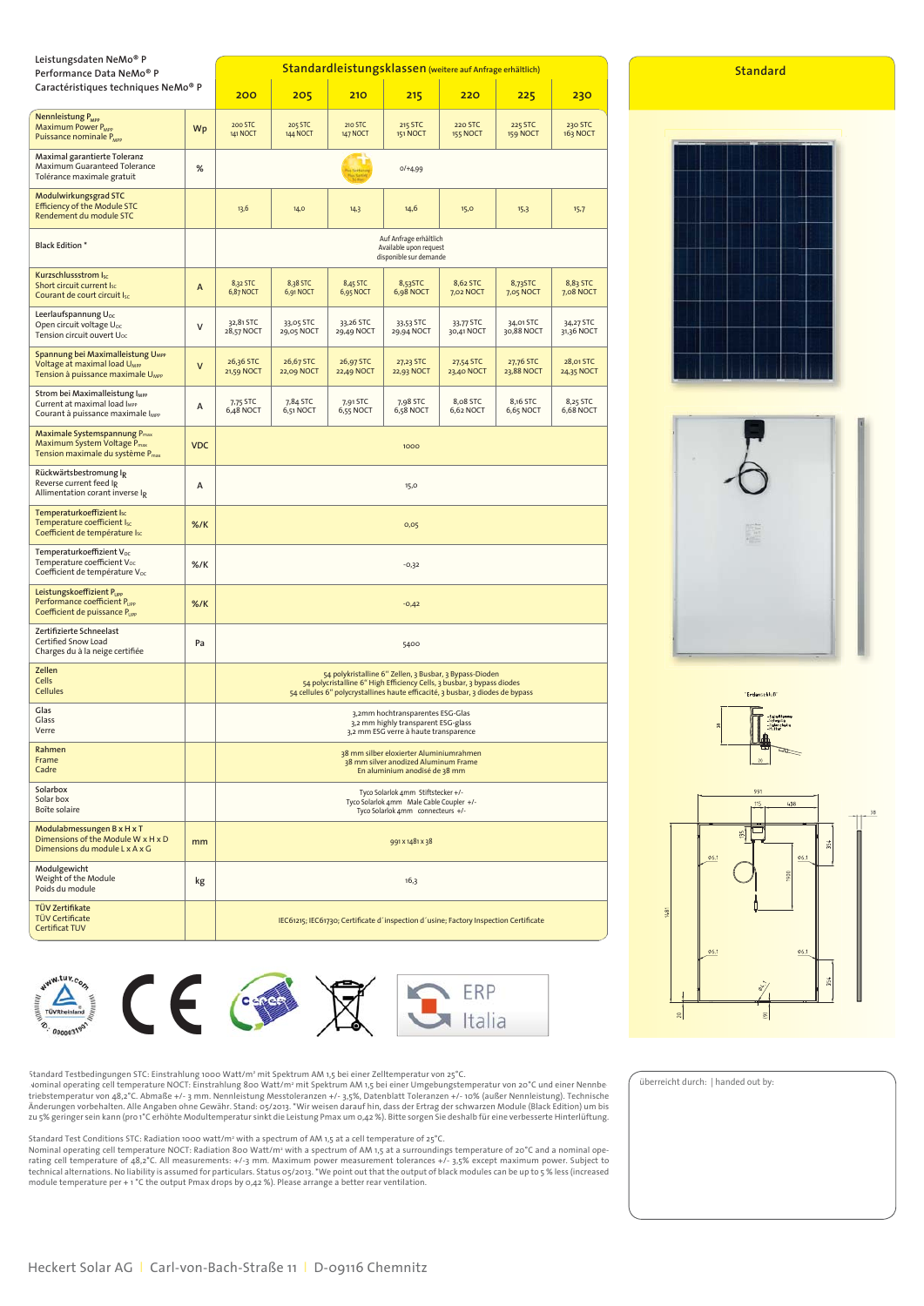| Leistungsdaten NeMo® P<br>Performance Data NeMo® P<br>Caractéristiques techniques NeMo® P | | Standardleistungsklassen (weitere auf Anfrage erhältlich) | | | | | | |
|---|---|---|---|---|---|---|---|---|
| | | 200 | 205 | 210 | 215 | 220 | 225 | 230 |
| Nennleistung $P_{MPP}$<br>Maximum Power $P_{MPP}$<br>Puissance nominale $P_{MPP}$ | Wp | 200 STC<br>141 NOCT | 205 STC<br>144 NOCT | 210 STC<br>147 NOCT | 215 STC<br>151 NOCT | 220 STC<br>155 NOCT | 225 STC<br>159 NOCT | 230 STC<br>163 NOCT |
| Maximal garantierte Toleranz<br>Maximum Guaranteed Tolerance<br>Tolérance maximale gratuit | % | 0/+4,99 | | | | | | |
| Modulwirkungsgrad STC<br>Efficiency of the Module STC<br>Rendement du module STC | | 13,6 | 14,0 | 14,3 | 14,6 | 15,0 | 15,3 | 15,7 |
| Black Edition * | | Auf Anfrage erhältlich<br>Available upon request<br>disponible sur demande | | | | | | |
| Kurzschlussstrom $I_{SC}$<br>Short circuit current $I_{SC}$<br>Courant de court circuit $I_{SC}$ | A | 8,32 STC<br>6,87 NOCT | 8,38 STC<br>6,91 NOCT | 8,45 STC<br>6,95 NOCT | 8,53STC<br>6,98 NOCT | 8,62 STC<br>7,02 NOCT | 8,73STC<br>7,05 NOCT | 8,83 STC<br>7,08 NOCT |
| Leerlaufspannung $U_{OC}$<br>Open circuit voltage $U_{OC}$<br>Tension circuit ouvert $U_{OC}$ | V | 32,81 STC<br>28,57 NOCT | 33,05 STC<br>29,05 NOCT | 33,26 STC<br>29,49 NOCT | 33,53 STC<br>29,94 NOCT | 33,77 STC<br>30,41 NOCT | 34,01 STC<br>30,88 NOCT | 34,27 STC<br>31,36 NOCT |
| Spannung bei Maximalleistung $U_{MPP}$<br>Voltage at maximal load $U_{MPP}$<br>Tension à puissance maximale $U_{MPP}$ | V | 26,36 STC<br>21,59 NOCT | 26,67 STC<br>22,09 NOCT | 26,97 STC<br>22,49 NOCT | 27,23 STC<br>22,93 NOCT | 27,54 STC<br>23,40 NOCT | 27,76 STC<br>23,88 NOCT | 28,01 STC<br>24,35 NOCT |
| Strom bei Maximalleistung $I_{MPP}$<br>Current at maximal load $I_{MPP}$<br>Courant à puissance maximale $I_{MPP}$ | A | 7,75 STC<br>6,48 NOCT | 7,84 STC<br>6,51 NOCT | 7,91 STC<br>6,55 NOCT | 7,98 STC<br>6,58 NOCT | 8,08 STC<br>6,62 NOCT | 8,16 STC<br>6,65 NOCT | 8,25 STC<br>6,68 NOCT |
| Maximale Systemspannung $P_{max}$<br>Maximum System Voltage $P_{max}$<br>Tension maximale du système $P_{max}$ | VDC | 1000 | | | | | | |
| Rückwärtsbestromung $I_R$<br>Reverse current feed $I_R$<br>Allimentation corant inverse $I_R$ | A | 15,0 | | | | | | |
| Temperaturkoeffizient $I_{SC}$<br>Temperature coefficient $I_{SC}$<br>Coefficient de température $I_{SC}$ | %/K | 0,05 | | | | | | |
| Temperaturkoeffizient $V_{OC}$<br>Temperature coefficient $V_{OC}$<br>Coefficient de température $V_{OC}$ | %/K | -0,32 | | | | | | |
| Leistungskoeffizient $P_{MPP}$<br>Performance coefficient $P_{MPP}$<br>Coefficient de puissance $P_{MPP}$ | %/K | -0,42 | | | | | | |
| Zertifizierte Schneelast<br>Certified Snow Load<br>Charges du à la neige certifiée | Pa | 5400 | | | | | | |
| Zellen<br>Cells<br>Cellules | | 54 polykristalline 6" Zellen, 3 Busbar, 3 Bypass-Dioden<br>54 polycristalline 6" High Efficiency Cells, 3 busbar, 3 bypass diodes<br>54 cellules 6" polycrystallines haute efficacité, 3 busbar, 3 diodes de bypass | | | | | | |
| Glas<br>Glass<br>Verre | | 3,2mm hochtransparentes ESG-Glas<br>3,2 mm highly transparent ESG-glass<br>3,2 mm ESG verre à haute transparence | | | | | | |
| Rahmen<br>Frame<br>Cadre | | 38 mm silber eloxierter Aluminiumrahmen<br>38 mm silver anodized Aluminum Frame<br>En aluminium anodisé de 38 mm | | | | | | |
| Solarbox<br>Solar box<br>Boîte solaire | | Tyco Solarlok 4mm Stiftstecker +/-<br>Tyco Solarlok 4mm Male Cable Coupler +/-<br>Tyco Solarlok 4mm connecteurs +/- | | | | | | |
| Modulabmessungen B x H x T<br>Dimensions of the Module W x H x D<br>Dimensions du module L x A x G | mm | 991 x 1481 x 38 | | | | | | |
| Modulgewicht<br>Weight of the Module<br>Poids du module | kg | 16,3 | | | | | | |
| TÜV Zertifikate<br>TÜV Certificate<br>Certificat TUV | | IEC61215; IEC61730; Certificate d´inspection d´usine; Factory Inspection Certificate | | | | | | |

## Standard

Erdanschluß

991 · 115 · 438 · 38 · 135 · 314 · 1481 · 1920 · Ø6,1 · 20 · 191

ERP Italia

Standard Testbedingungen STC: Einstrahlung 1000 Watt/m² mit Spektrum AM 1,5 bei einer Zelltemperatur von 25°C.
Nominal operating cell temperature NOCT: Einstrahlung 800 Watt/m² mit Spektrum AM 1,5 bei einer Umgebungstemperatur von 20°C und einer Nennbetriebstemperatur von 48,2°C. Abmaße +/- 3 mm. Nennleistung Messtoleranzen +/- 3,5%, Datenblatt Toleranzen +/- 10% (außer Nennleistung). Technische Änderungen vorbehalten. Alle Angaben ohne Gewähr. Stand: 05/2013. *Wir weisen darauf hin, dass der Ertrag der schwarzen Module (Black Edition) um bis zu 5% geringer sein kann (pro 1°C erhöhte Modultemperatur sinkt die Leistung Pmax um 0,42 %). Bitte sorgen Sie deshalb für eine verbesserte Hinterlüftung.

Standard Test Conditions STC: Radiation 1000 watt/m² with a spectrum of AM 1,5 at a cell temperature of 25°C.
Nominal operating cell temperature NOCT: Radiation 800 Watt/m² with a spectrum of AM 1,5 at a surroundings temperature of 20°C and a nominal operating cell temperature of 48,2°C. All measurements: +/-3 mm. Maximum power measurement tolerances +/- 3,5% except maximum power. Subject to technical alternations. No liability is assumed for particulars. Status 05/2013. *We point out that the output of black modules can be up to 5 % less (increased module temperature per + 1 °C the output Pmax drops by 0,42 %). Please arrange a better rear ventilation.

überreicht durch: | handed out by:

Heckert Solar AG | Carl-von-Bach-Straße 11 | D-09116 Chemnitz